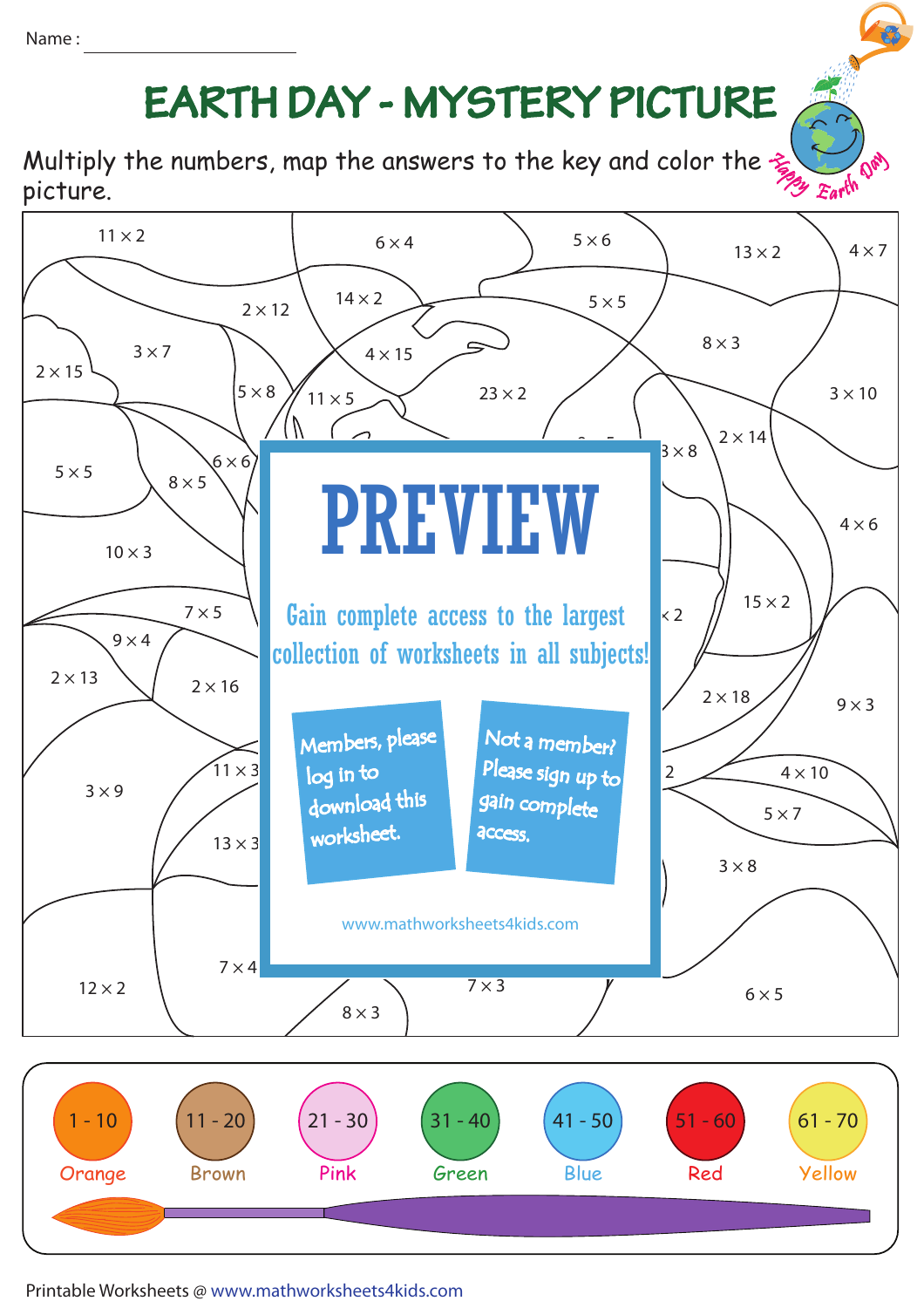Name : ____________________

# EARTH DAY - MYSTERY PICTURE

Multiply the numbers, map the answers to the key and color the picture.

Happy Earth Day

11 × 2 &nbsp; 6 × 4 &nbsp; 5 × 6 &nbsp; 13 × 2 &nbsp; 4 × 7 &nbsp; 2 × 12 &nbsp; 14 × 2 &nbsp; 5 × 5 &nbsp; 3 × 7 &nbsp; 8 × 3 &nbsp; 2 × 15 &nbsp; 4 × 15 &nbsp; 5 × 8 &nbsp; 11 × 5 &nbsp; 23 × 2 &nbsp; 3 × 10 &nbsp; 3 × 8 &nbsp; 2 × 14 &nbsp; 6 × 6 &nbsp; 5 × 5 &nbsp; 8 × 5 &nbsp; 4 × 6 &nbsp; 10 × 3 &nbsp; 15 × 2 &nbsp; 7 × 5 &nbsp; 9 × 4 &nbsp; 2 × 13 &nbsp; 2 × 16 &nbsp; 2 × 18 &nbsp; 9 × 3 &nbsp; 11 × 3 &nbsp; 4 × 10 &nbsp; 3 × 9 &nbsp; 5 × 7 &nbsp; 13 × 3 &nbsp; 3 × 8 &nbsp; 7 × 4 &nbsp; 12 × 2 &nbsp; 7 × 3 &nbsp; 8 × 3 &nbsp; 6 × 5

**PREVIEW**

Gain complete access to the largest collection of worksheets in all subjects!

Members, please log in to download this worksheet.

Not a member? Please sign up to gain complete access.

www.mathworksheets4kids.com

| 1 - 10 | 11 - 20 | 21 - 30 | 31 - 40 | 41 - 50 | 51 - 60 | 61 - 70 |
|---|---|---|---|---|---|---|
| Orange | Brown | Pink | Green | Blue | Red | Yellow |

Printable Worksheets @ www.mathworksheets4kids.com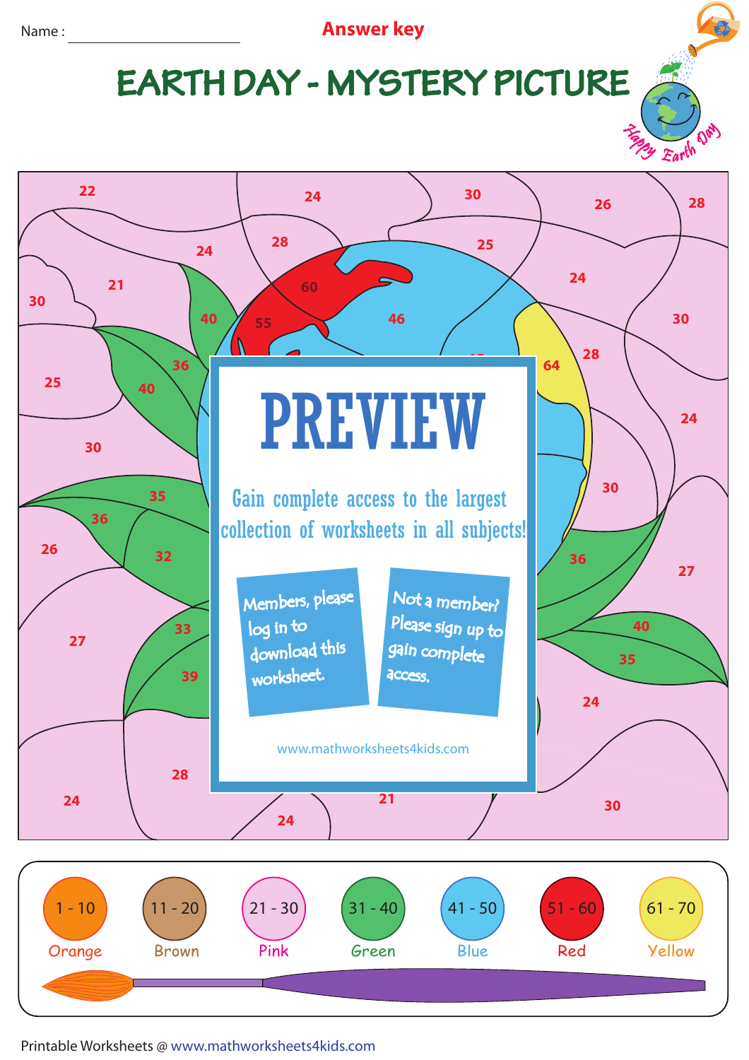Name : ______________________

**Answer key**

# EARTH DAY - MYSTERY PICTURE

22 24 30 26 28 24 28 25 21 30 60 24 40 55 46 30 36 64 28 25 40 24 30 35 30 36 26 32 36 27 33 40 27 35 39 24 28 24 21 30 24

**PREVIEW**

Gain complete access to the largest collection of worksheets in all subjects!

Members, please log in to download this worksheet.

Not a member? Please sign up to gain complete access.

www.mathworksheets4kids.com

| | | | | | | |
|---|---|---|---|---|---|---|
| 1 - 10 | 11 - 20 | 21 - 30 | 31 - 40 | 41 - 50 | 51 - 60 | 61 - 70 |
| Orange | Brown | Pink | Green | Blue | Red | Yellow |

Printable Worksheets @ www.mathworksheets4kids.com